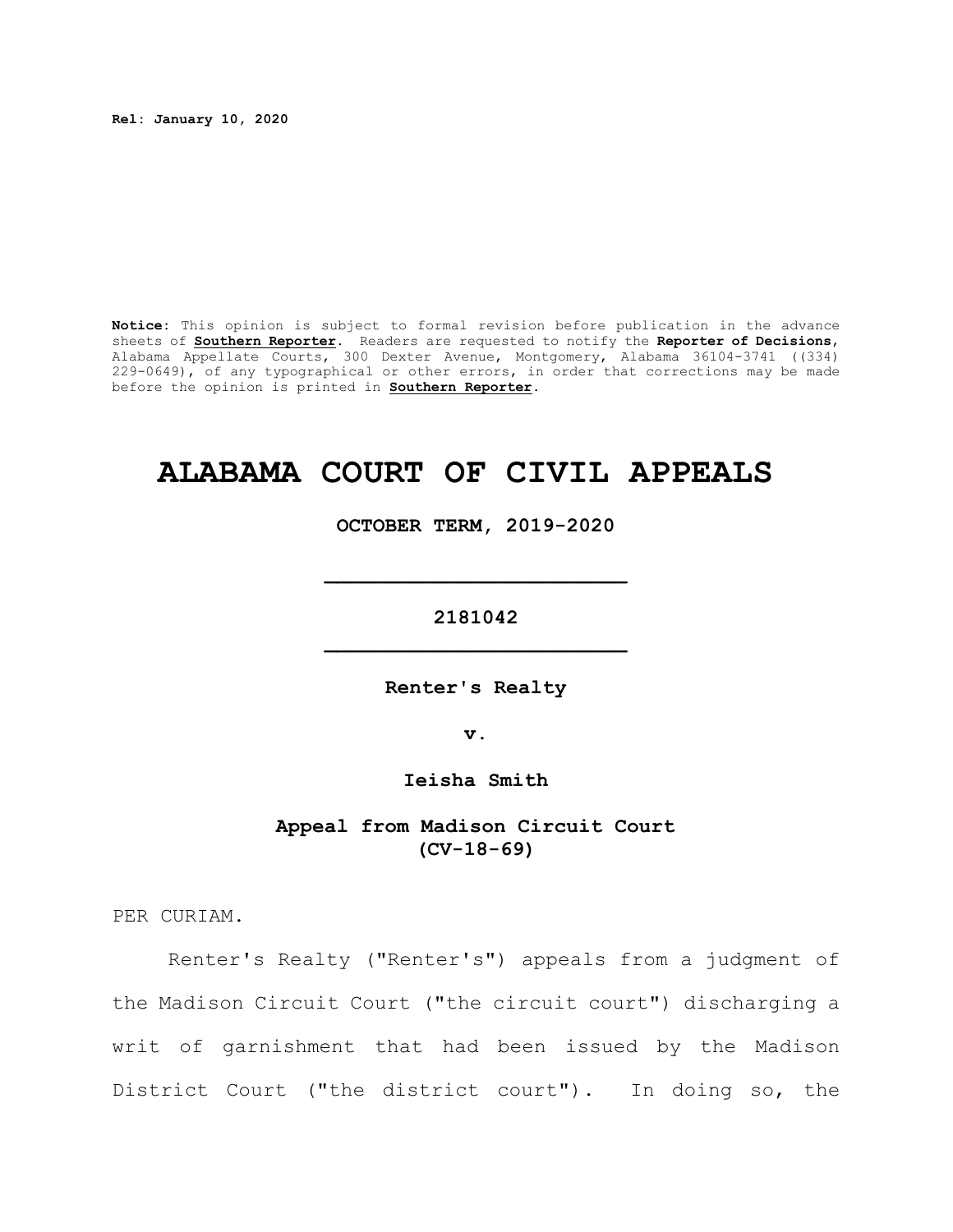**Rel: January 10, 2020**

**Notice**: This opinion is subject to formal revision before publication in the advance sheets of **Southern Reporter**. Readers are requested to notify the **Reporter of Decisions**, Alabama Appellate Courts, 300 Dexter Avenue, Montgomery, Alabama 36104-3741 ((334) 229-0649), of any typographical or other errors, in order that corrections may be made before the opinion is printed in **Southern Reporter**.

# ALABAMA COURT OF CIVIL APPEALS

**OCTOBER TERM, 2019-2020**

---

**2181042**

---

**Renter's Realty**

**v.**

**Ieisha Smith**

**Appeal from Madison Circuit Court (CV-18-69)**

PER CURIAM.

Renter's Realty ("Renter's") appeals from a judgment of the Madison Circuit Court ("the circuit court") discharging a writ of garnishment that had been issued by the Madison District Court ("the district court"). In doing so, the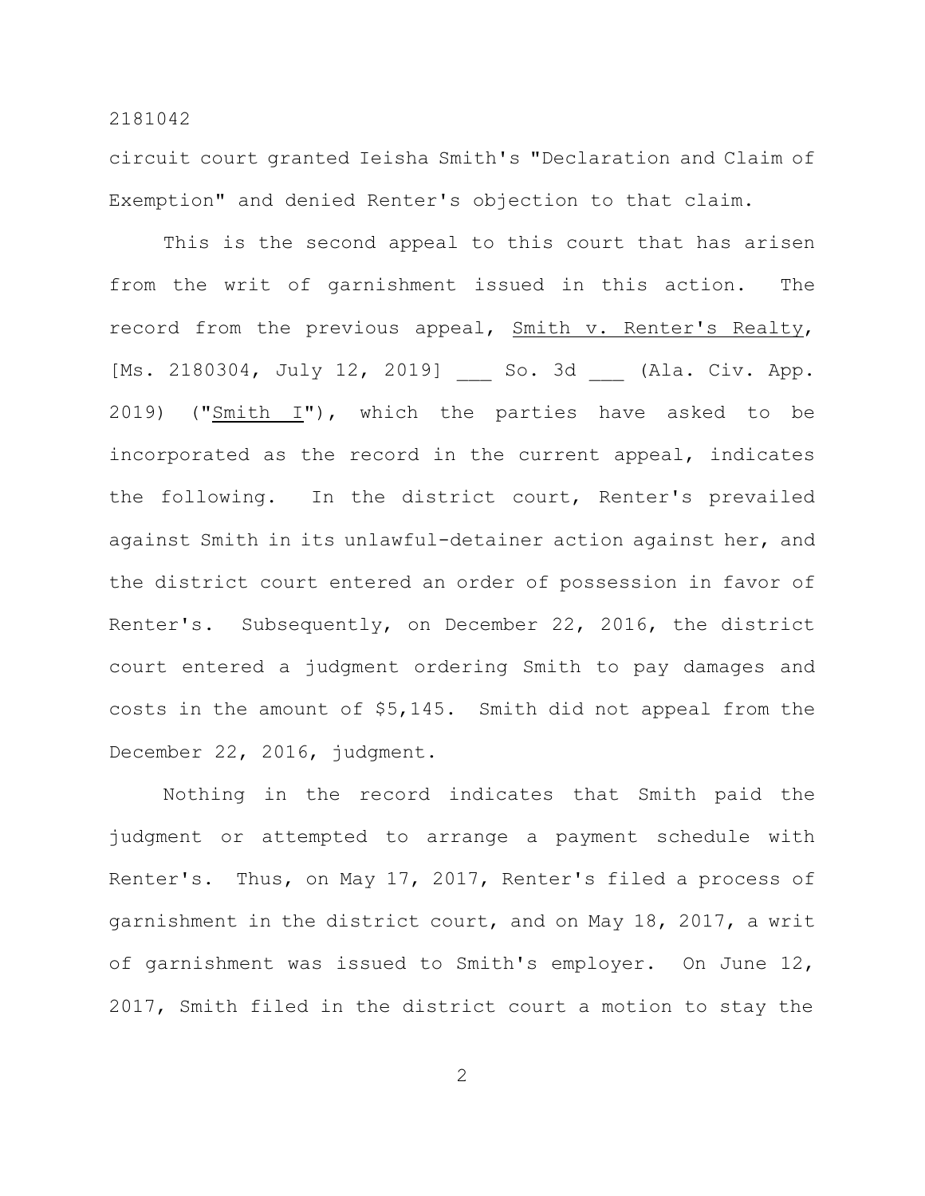circuit court granted Ieisha Smith's "Declaration and Claim of Exemption" and denied Renter's objection to that claim.

This is the second appeal to this court that has arisen from the writ of garnishment issued in this action. The record from the previous appeal, Smith v. Renter's Realty, [Ms. 2180304, July 12, 2019] ___ So. 3d ___ (Ala. Civ. App. 2019) ("Smith I"), which the parties have asked to be incorporated as the record in the current appeal, indicates the following. In the district court, Renter's prevailed against Smith in its unlawful-detainer action against her, and the district court entered an order of possession in favor of Renter's. Subsequently, on December 22, 2016, the district court entered a judgment ordering Smith to pay damages and costs in the amount of $5,145. Smith did not appeal from the December 22, 2016, judgment.

Nothing in the record indicates that Smith paid the judgment or attempted to arrange a payment schedule with Renter's. Thus, on May 17, 2017, Renter's filed a process of garnishment in the district court, and on May 18, 2017, a writ of garnishment was issued to Smith's employer. On June 12, 2017, Smith filed in the district court a motion to stay the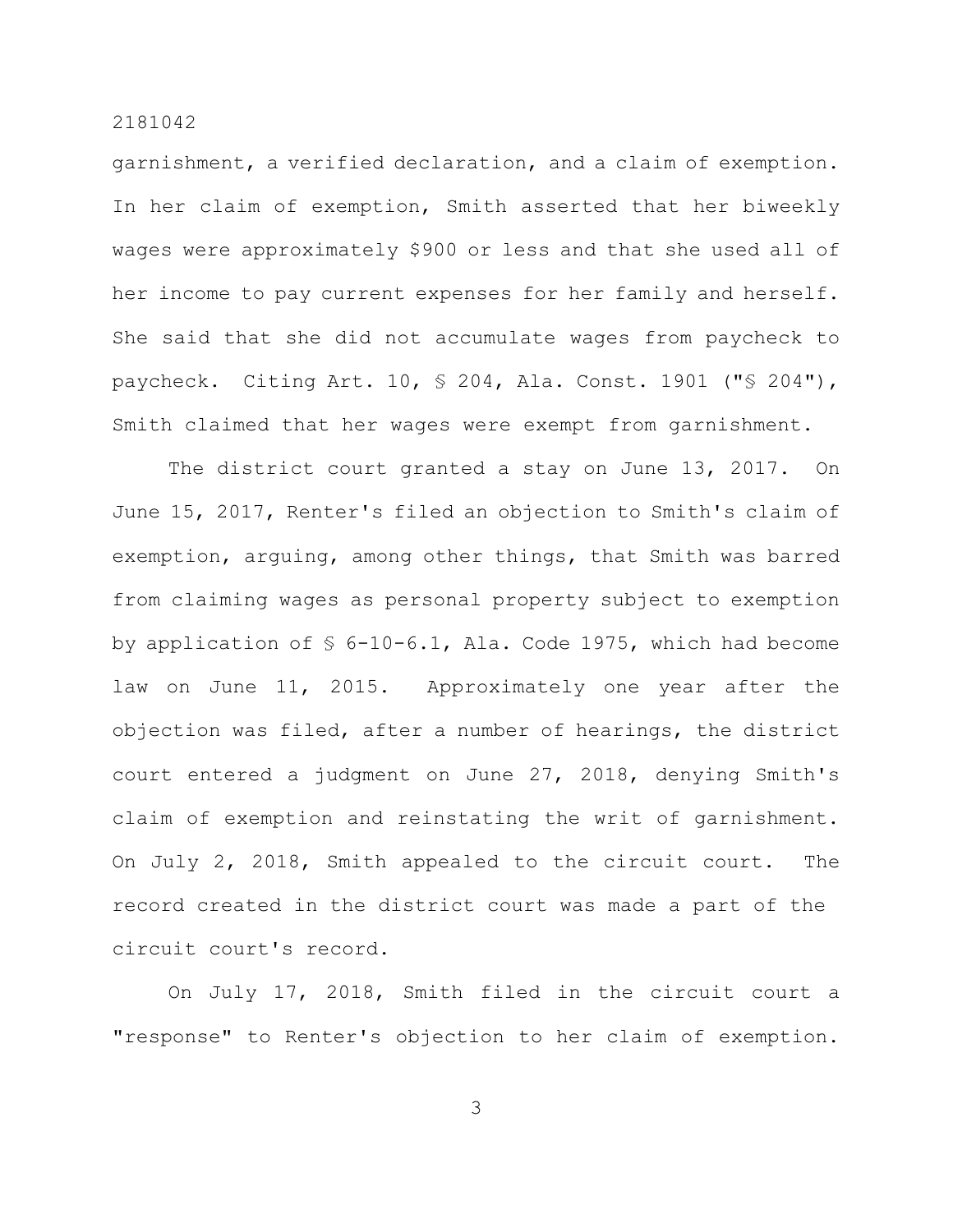garnishment, a verified declaration, and a claim of exemption. In her claim of exemption, Smith asserted that her biweekly wages were approximately $900 or less and that she used all of her income to pay current expenses for her family and herself. She said that she did not accumulate wages from paycheck to paycheck. Citing Art. 10, § 204, Ala. Const. 1901 ("§ 204"), Smith claimed that her wages were exempt from garnishment.

The district court granted a stay on June 13, 2017. On June 15, 2017, Renter's filed an objection to Smith's claim of exemption, arguing, among other things, that Smith was barred from claiming wages as personal property subject to exemption by application of § 6-10-6.1, Ala. Code 1975, which had become law on June 11, 2015. Approximately one year after the objection was filed, after a number of hearings, the district court entered a judgment on June 27, 2018, denying Smith's claim of exemption and reinstating the writ of garnishment. On July 2, 2018, Smith appealed to the circuit court. The record created in the district court was made a part of the circuit court's record.

On July 17, 2018, Smith filed in the circuit court a "response" to Renter's objection to her claim of exemption.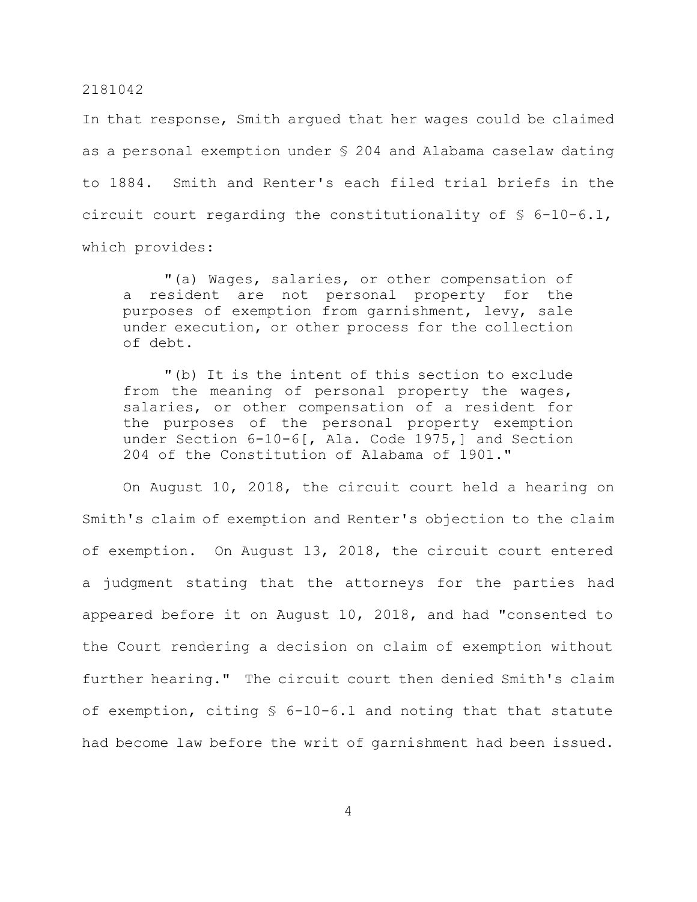In that response, Smith argued that her wages could be claimed as a personal exemption under § 204 and Alabama caselaw dating to 1884. Smith and Renter's each filed trial briefs in the circuit court regarding the constitutionality of § 6-10-6.1, which provides:

> "(a) Wages, salaries, or other compensation of a resident are not personal property for the purposes of exemption from garnishment, levy, sale under execution, or other process for the collection of debt.
>
> "(b) It is the intent of this section to exclude from the meaning of personal property the wages, salaries, or other compensation of a resident for the purposes of the personal property exemption under Section 6-10-6[, Ala. Code 1975,] and Section 204 of the Constitution of Alabama of 1901."

On August 10, 2018, the circuit court held a hearing on Smith's claim of exemption and Renter's objection to the claim of exemption. On August 13, 2018, the circuit court entered a judgment stating that the attorneys for the parties had appeared before it on August 10, 2018, and had "consented to the Court rendering a decision on claim of exemption without further hearing." The circuit court then denied Smith's claim of exemption, citing § 6-10-6.1 and noting that that statute had become law before the writ of garnishment had been issued.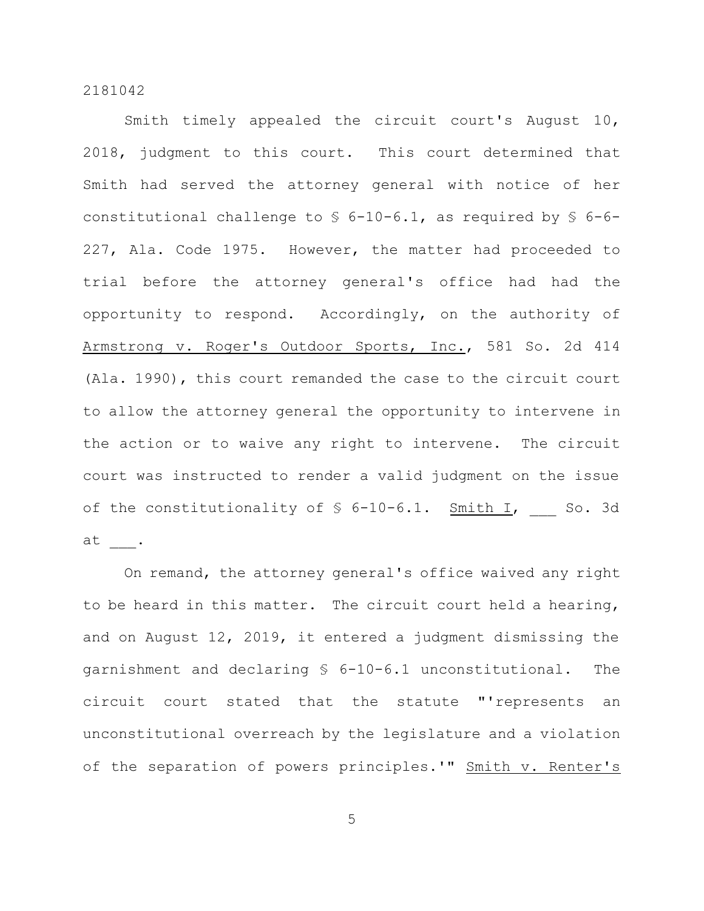Smith timely appealed the circuit court's August 10, 2018, judgment to this court. This court determined that Smith had served the attorney general with notice of her constitutional challenge to § 6-10-6.1, as required by § 6-6-227, Ala. Code 1975. However, the matter had proceeded to trial before the attorney general's office had had the opportunity to respond. Accordingly, on the authority of Armstrong v. Roger's Outdoor Sports, Inc., 581 So. 2d 414 (Ala. 1990), this court remanded the case to the circuit court to allow the attorney general the opportunity to intervene in the action or to waive any right to intervene. The circuit court was instructed to render a valid judgment on the issue of the constitutionality of § 6-10-6.1. Smith I, ___ So. 3d at ___.

On remand, the attorney general's office waived any right to be heard in this matter. The circuit court held a hearing, and on August 12, 2019, it entered a judgment dismissing the garnishment and declaring § 6-10-6.1 unconstitutional. The circuit court stated that the statute "'represents an unconstitutional overreach by the legislature and a violation of the separation of powers principles.'" Smith v. Renter's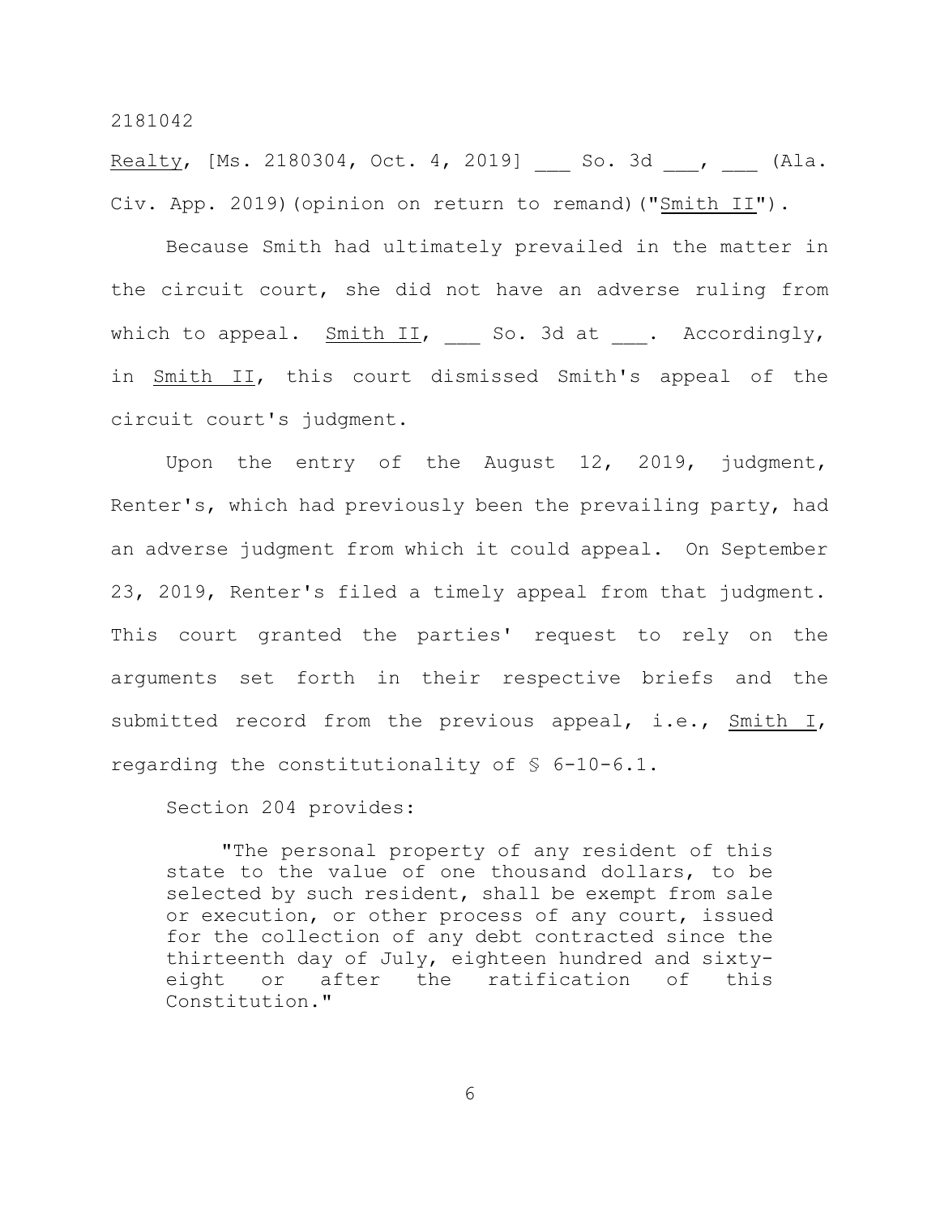Realty, [Ms. 2180304, Oct. 4, 2019] ___ So. 3d ___, ___ (Ala. Civ. App. 2019)(opinion on return to remand)("Smith II").

Because Smith had ultimately prevailed in the matter in the circuit court, she did not have an adverse ruling from which to appeal. Smith II, ___ So. 3d at ___. Accordingly, in Smith II, this court dismissed Smith's appeal of the circuit court's judgment.

Upon the entry of the August 12, 2019, judgment, Renter's, which had previously been the prevailing party, had an adverse judgment from which it could appeal. On September 23, 2019, Renter's filed a timely appeal from that judgment. This court granted the parties' request to rely on the arguments set forth in their respective briefs and the submitted record from the previous appeal, i.e., Smith I, regarding the constitutionality of § 6-10-6.1.

Section 204 provides:

> "The personal property of any resident of this state to the value of one thousand dollars, to be selected by such resident, shall be exempt from sale or execution, or other process of any court, issued for the collection of any debt contracted since the thirteenth day of July, eighteen hundred and sixty-eight or after the ratification of this Constitution."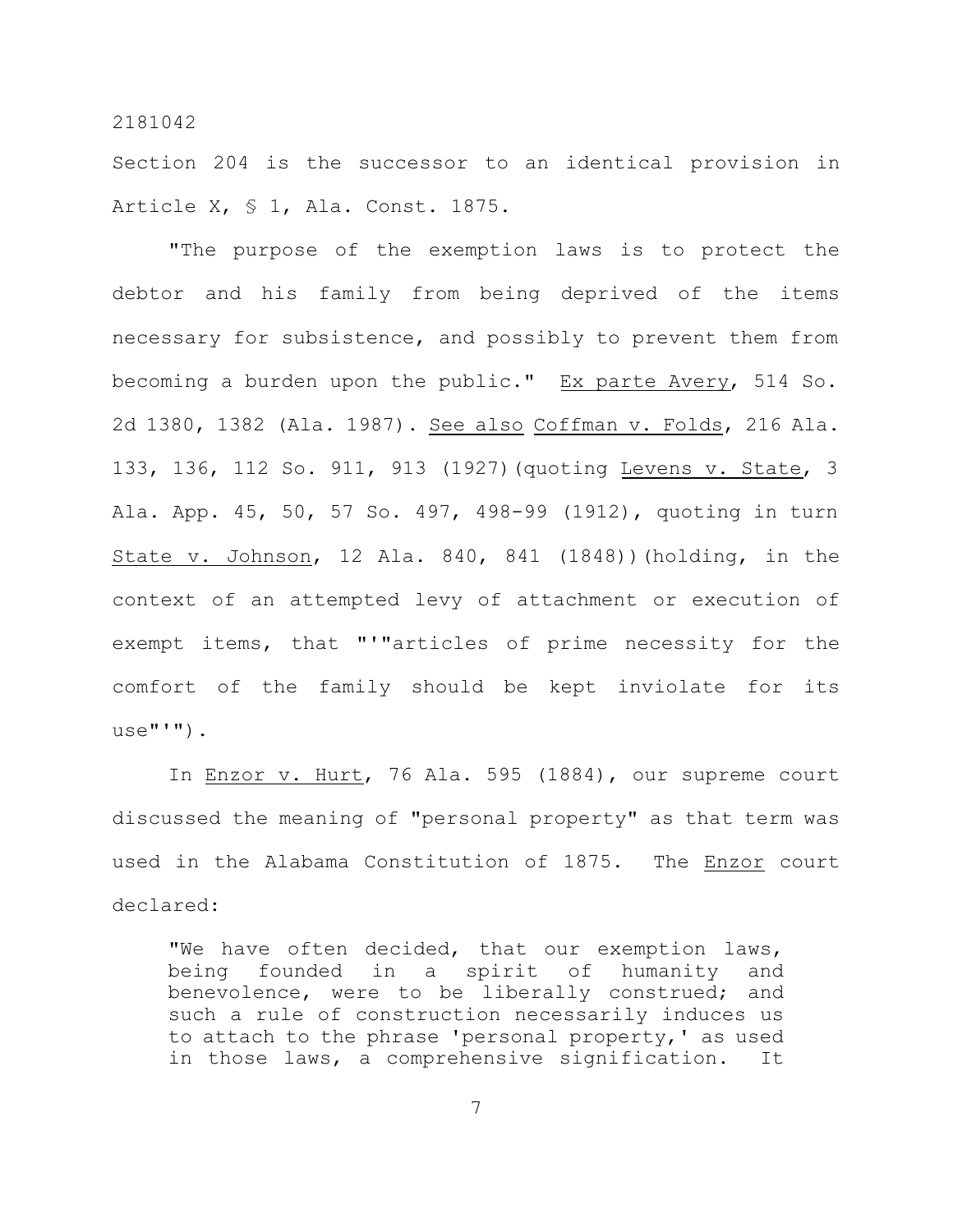Section 204 is the successor to an identical provision in Article X, § 1, Ala. Const. 1875.

"The purpose of the exemption laws is to protect the debtor and his family from being deprived of the items necessary for subsistence, and possibly to prevent them from becoming a burden upon the public." Ex parte Avery, 514 So. 2d 1380, 1382 (Ala. 1987). See also Coffman v. Folds, 216 Ala. 133, 136, 112 So. 911, 913 (1927)(quoting Levens v. State, 3 Ala. App. 45, 50, 57 So. 497, 498-99 (1912), quoting in turn State v. Johnson, 12 Ala. 840, 841 (1848))(holding, in the context of an attempted levy of attachment or execution of exempt items, that "'"articles of prime necessity for the comfort of the family should be kept inviolate for its use"'").

In Enzor v. Hurt, 76 Ala. 595 (1884), our supreme court discussed the meaning of "personal property" as that term was used in the Alabama Constitution of 1875. The Enzor court declared:

> "We have often decided, that our exemption laws, being founded in a spirit of humanity and benevolence, were to be liberally construed; and such a rule of construction necessarily induces us to attach to the phrase 'personal property,' as used in those laws, a comprehensive signification. It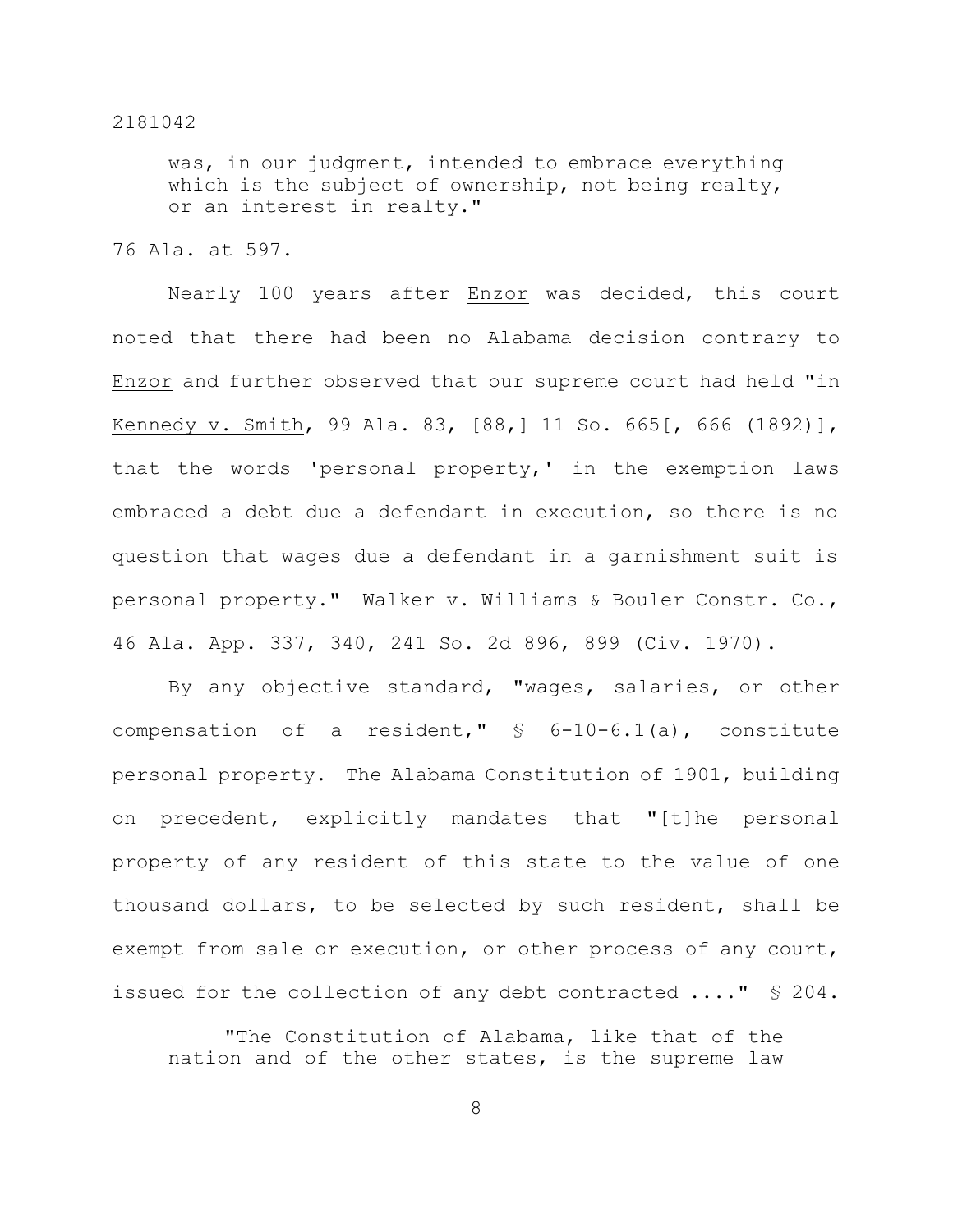> was, in our judgment, intended to embrace everything which is the subject of ownership, not being realty, or an interest in realty."

76 Ala. at 597.

Nearly 100 years after Enzor was decided, this court noted that there had been no Alabama decision contrary to Enzor and further observed that our supreme court had held "in Kennedy v. Smith, 99 Ala. 83, [88,] 11 So. 665[, 666 (1892)], that the words 'personal property,' in the exemption laws embraced a debt due a defendant in execution, so there is no question that wages due a defendant in a garnishment suit is personal property." Walker v. Williams & Bouler Constr. Co., 46 Ala. App. 337, 340, 241 So. 2d 896, 899 (Civ. 1970).

By any objective standard, "wages, salaries, or other compensation of a resident," § 6-10-6.1(a), constitute personal property. The Alabama Constitution of 1901, building on precedent, explicitly mandates that "[t]he personal property of any resident of this state to the value of one thousand dollars, to be selected by such resident, shall be exempt from sale or execution, or other process of any court, issued for the collection of any debt contracted ...." § 204.

> "The Constitution of Alabama, like that of the nation and of the other states, is the supreme law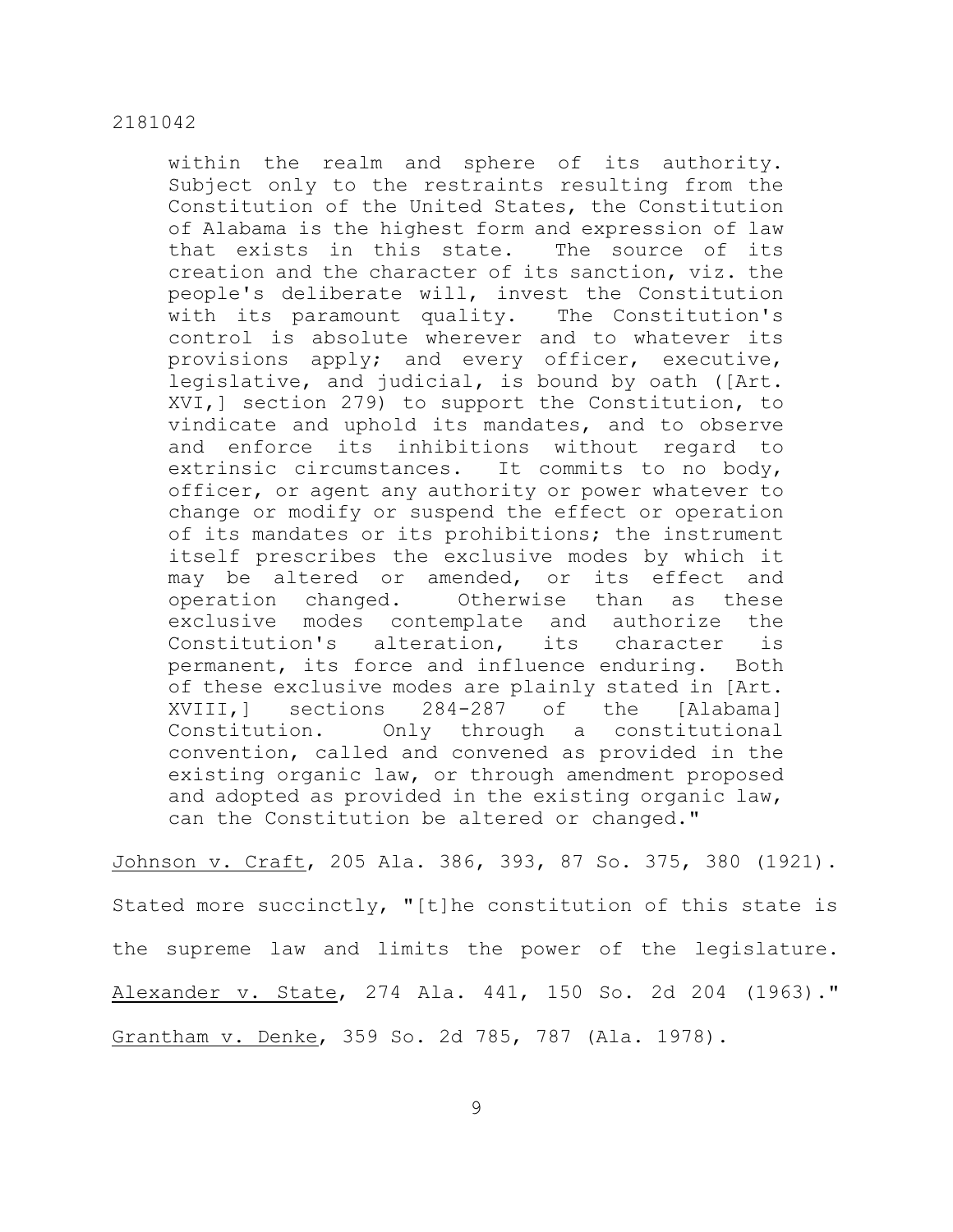> within the realm and sphere of its authority. Subject only to the restraints resulting from the Constitution of the United States, the Constitution of Alabama is the highest form and expression of law that exists in this state. The source of its creation and the character of its sanction, viz. the people's deliberate will, invest the Constitution with its paramount quality. The Constitution's control is absolute wherever and to whatever its provisions apply; and every officer, executive, legislative, and judicial, is bound by oath ([Art. XVI,] section 279) to support the Constitution, to vindicate and uphold its mandates, and to observe and enforce its inhibitions without regard to extrinsic circumstances. It commits to no body, officer, or agent any authority or power whatever to change or modify or suspend the effect or operation of its mandates or its prohibitions; the instrument itself prescribes the exclusive modes by which it may be altered or amended, or its effect and operation changed. Otherwise than as these exclusive modes contemplate and authorize the Constitution's alteration, its character is permanent, its force and influence enduring. Both of these exclusive modes are plainly stated in [Art. XVIII,] sections 284-287 of the [Alabama] Constitution. Only through a constitutional convention, called and convened as provided in the existing organic law, or through amendment proposed and adopted as provided in the existing organic law, can the Constitution be altered or changed."

Johnson v. Craft, 205 Ala. 386, 393, 87 So. 375, 380 (1921). Stated more succinctly, "[t]he constitution of this state is the supreme law and limits the power of the legislature. Alexander v. State, 274 Ala. 441, 150 So. 2d 204 (1963)." Grantham v. Denke, 359 So. 2d 785, 787 (Ala. 1978).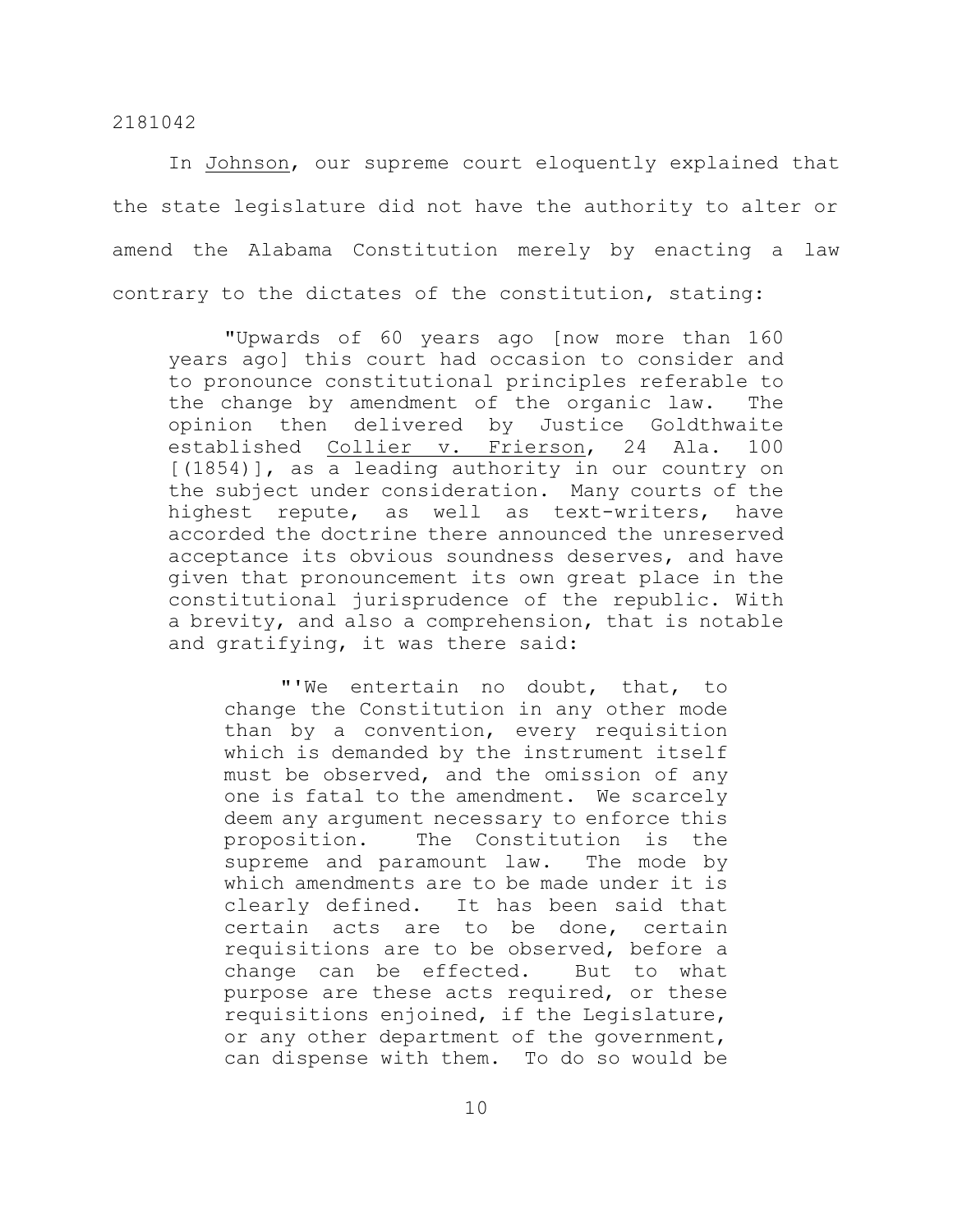In Johnson, our supreme court eloquently explained that the state legislature did not have the authority to alter or amend the Alabama Constitution merely by enacting a law contrary to the dictates of the constitution, stating:

> "Upwards of 60 years ago [now more than 160 years ago] this court had occasion to consider and to pronounce constitutional principles referable to the change by amendment of the organic law. The opinion then delivered by Justice Goldthwaite established Collier v. Frierson, 24 Ala. 100 [(1854)], as a leading authority in our country on the subject under consideration. Many courts of the highest repute, as well as text-writers, have accorded the doctrine there announced the unreserved acceptance its obvious soundness deserves, and have given that pronouncement its own great place in the constitutional jurisprudence of the republic. With a brevity, and also a comprehension, that is notable and gratifying, it was there said:
>
> > "'We entertain no doubt, that, to change the Constitution in any other mode than by a convention, every requisition which is demanded by the instrument itself must be observed, and the omission of any one is fatal to the amendment. We scarcely deem any argument necessary to enforce this proposition. The Constitution is the supreme and paramount law. The mode by which amendments are to be made under it is clearly defined. It has been said that certain acts are to be done, certain requisitions are to be observed, before a change can be effected. But to what purpose are these acts required, or these requisitions enjoined, if the Legislature, or any other department of the government, can dispense with them. To do so would be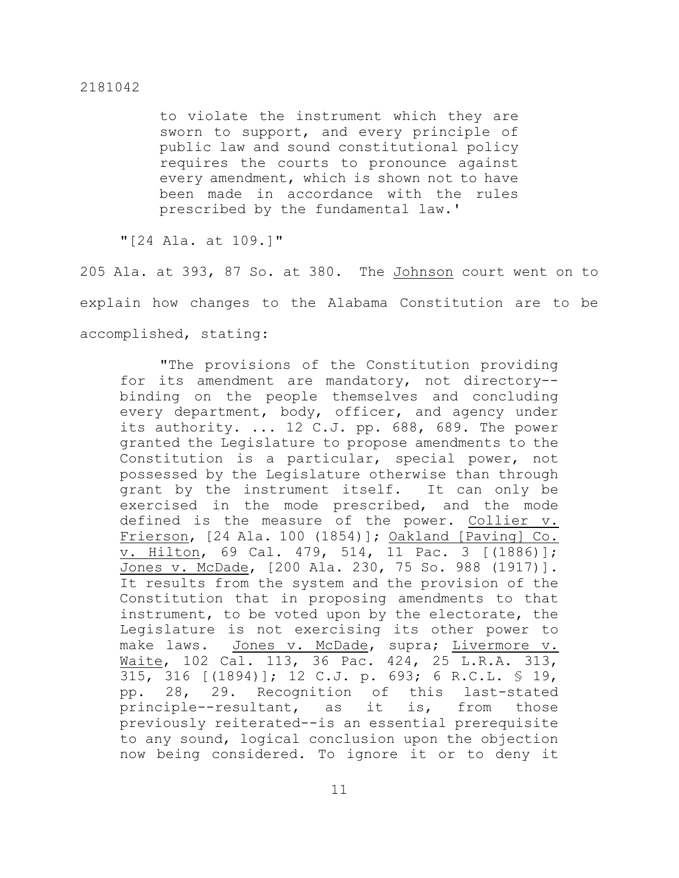to violate the instrument which they are sworn to support, and every principle of public law and sound constitutional policy requires the courts to pronounce against every amendment, which is shown not to have been made in accordance with the rules prescribed by the fundamental law.'

"[24 Ala. at 109.]"

205 Ala. at 393, 87 So. at 380. The Johnson court went on to explain how changes to the Alabama Constitution are to be accomplished, stating:

> "The provisions of the Constitution providing for its amendment are mandatory, not directory--binding on the people themselves and concluding every department, body, officer, and agency under its authority. ... 12 C.J. pp. 688, 689. The power granted the Legislature to propose amendments to the Constitution is a particular, special power, not possessed by the Legislature otherwise than through grant by the instrument itself. It can only be exercised in the mode prescribed, and the mode defined is the measure of the power. Collier v. Frierson, [24 Ala. 100 (1854)]; Oakland [Paving] Co. v. Hilton, 69 Cal. 479, 514, 11 Pac. 3 [(1886)]; Jones v. McDade, [200 Ala. 230, 75 So. 988 (1917)]. It results from the system and the provision of the Constitution that in proposing amendments to that instrument, to be voted upon by the electorate, the Legislature is not exercising its other power to make laws. Jones v. McDade, supra; Livermore v. Waite, 102 Cal. 113, 36 Pac. 424, 25 L.R.A. 313, 315, 316 [(1894)]; 12 C.J. p. 693; 6 R.C.L. § 19, pp. 28, 29. Recognition of this last-stated principle--resultant, as it is, from those previously reiterated--is an essential prerequisite to any sound, logical conclusion upon the objection now being considered. To ignore it or to deny it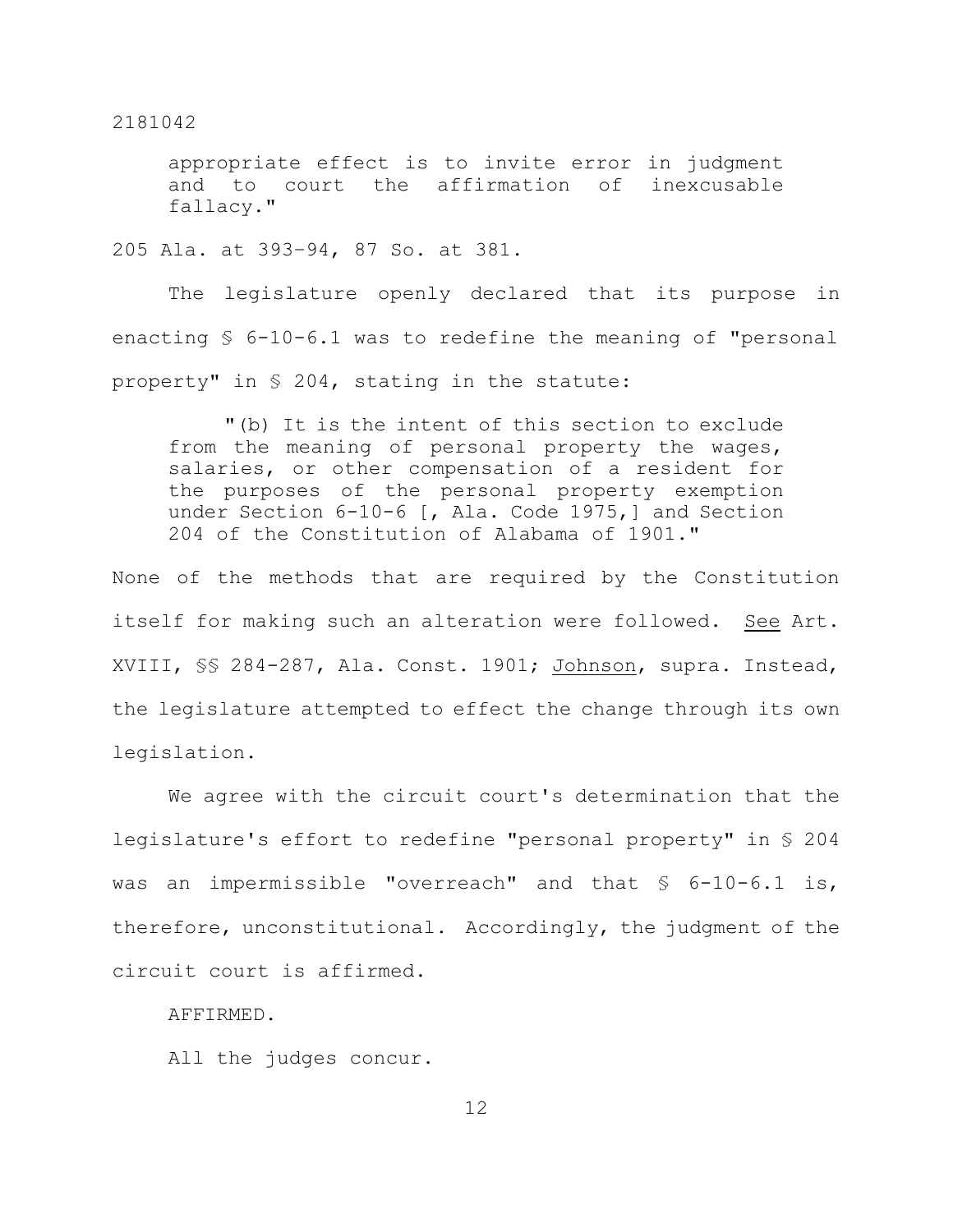> appropriate effect is to invite error in judgment and to court the affirmation of inexcusable fallacy."

205 Ala. at 393–94, 87 So. at 381.

The legislature openly declared that its purpose in enacting § 6-10-6.1 was to redefine the meaning of "personal property" in § 204, stating in the statute:

> "(b) It is the intent of this section to exclude from the meaning of personal property the wages, salaries, or other compensation of a resident for the purposes of the personal property exemption under Section 6-10-6 [, Ala. Code 1975,] and Section 204 of the Constitution of Alabama of 1901."

None of the methods that are required by the Constitution itself for making such an alteration were followed. _See_ Art. XVIII, §§ 284-287, Ala. Const. 1901; _Johnson_, supra. Instead, the legislature attempted to effect the change through its own legislation.

We agree with the circuit court's determination that the legislature's effort to redefine "personal property" in § 204 was an impermissible "overreach" and that § 6-10-6.1 is, therefore, unconstitutional. Accordingly, the judgment of the circuit court is affirmed.

AFFIRMED.

All the judges concur.